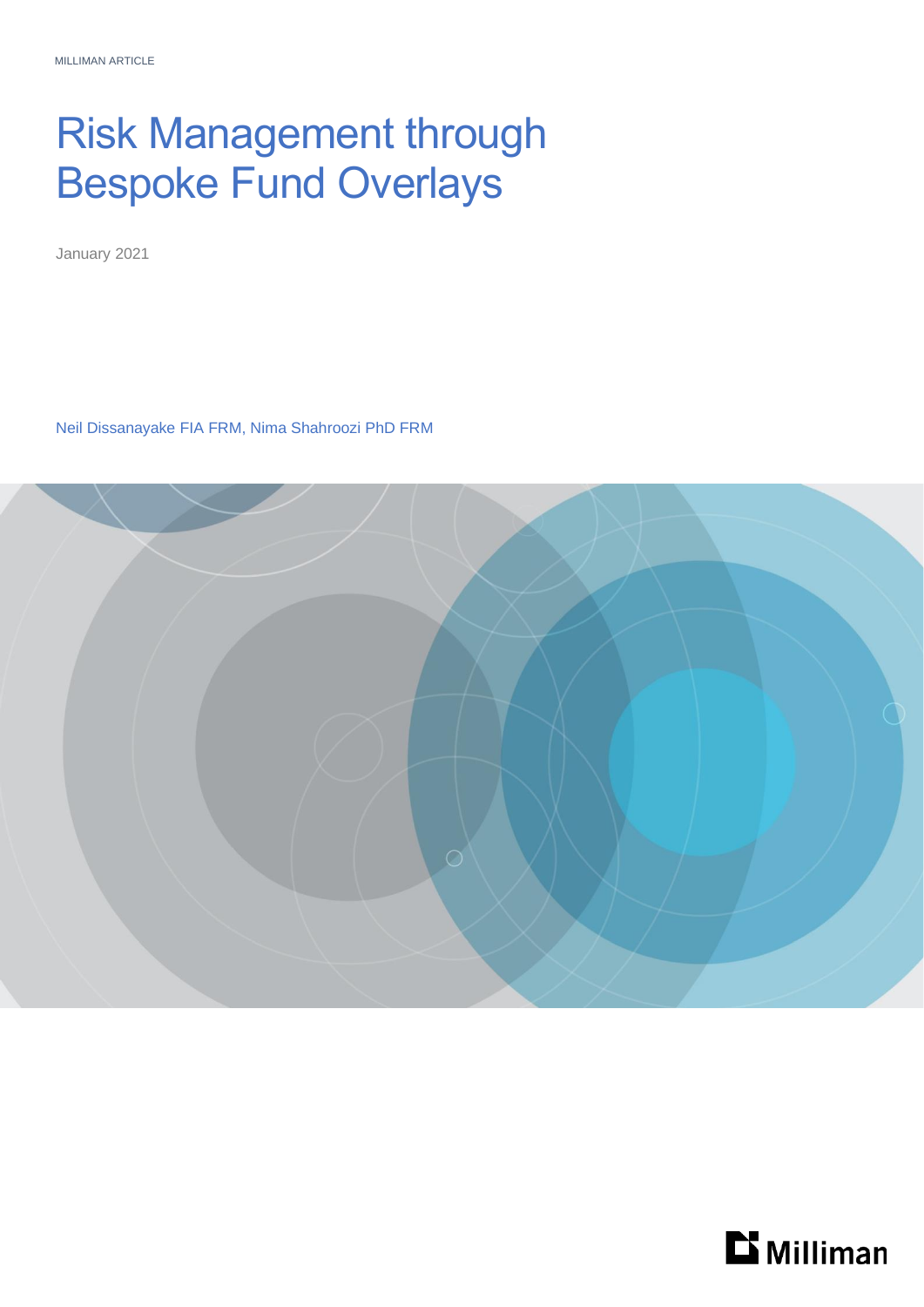MILLIMAN ARTICLE

# Risk Management through Bespoke Fund Overlays

January 2021

Neil Dissanayake FIA FRM, Nima Shahroozi PhD FRM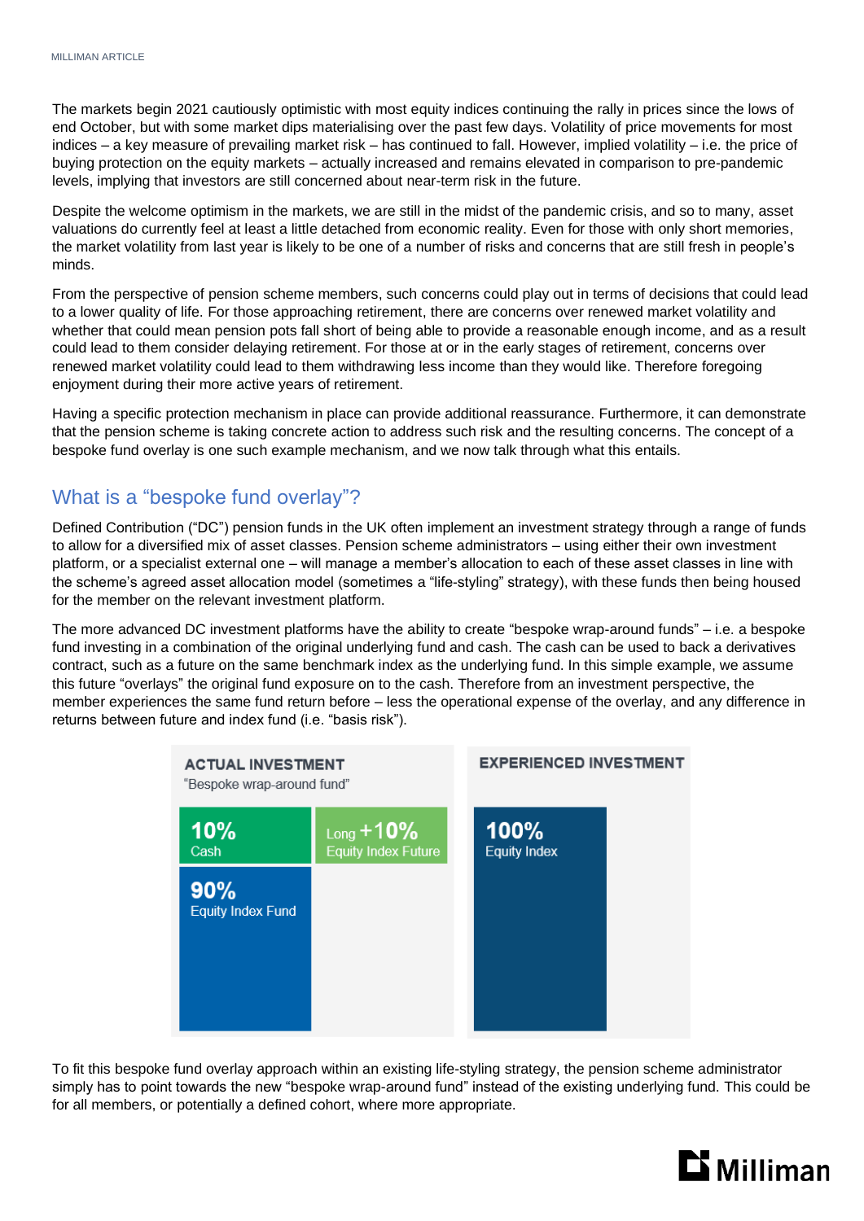The markets begin 2021 cautiously optimistic with most equity indices continuing the rally in prices since the lows of end October, but with some market dips materialising over the past few days. Volatility of price movements for most indices – a key measure of prevailing market risk – has continued to fall. However, implied volatility – i.e. the price of buying protection on the equity markets – actually increased and remains elevated in comparison to pre-pandemic levels, implying that investors are still concerned about near-term risk in the future.

Despite the welcome optimism in the markets, we are still in the midst of the pandemic crisis, and so to many, asset valuations do currently feel at least a little detached from economic reality. Even for those with only short memories, the market volatility from last year is likely to be one of a number of risks and concerns that are still fresh in people's minds.

From the perspective of pension scheme members, such concerns could play out in terms of decisions that could lead to a lower quality of life. For those approaching retirement, there are concerns over renewed market volatility and whether that could mean pension pots fall short of being able to provide a reasonable enough income, and as a result could lead to them consider delaying retirement. For those at or in the early stages of retirement, concerns over renewed market volatility could lead to them withdrawing less income than they would like. Therefore foregoing enjoyment during their more active years of retirement.

Having a specific protection mechanism in place can provide additional reassurance. Furthermore, it can demonstrate that the pension scheme is taking concrete action to address such risk and the resulting concerns. The concept of a bespoke fund overlay is one such example mechanism, and we now talk through what this entails.

## What is a "bespoke fund overlay"?

Defined Contribution ("DC") pension funds in the UK often implement an investment strategy through a range of funds to allow for a diversified mix of asset classes. Pension scheme administrators – using either their own investment platform, or a specialist external one – will manage a member's allocation to each of these asset classes in line with the scheme's agreed asset allocation model (sometimes a "life-styling" strategy), with these funds then being housed for the member on the relevant investment platform.

The more advanced DC investment platforms have the ability to create "bespoke wrap-around funds" – i.e. a bespoke fund investing in a combination of the original underlying fund and cash. The cash can be used to back a derivatives contract, such as a future on the same benchmark index as the underlying fund. In this simple example, we assume this future "overlays" the original fund exposure on to the cash. Therefore from an investment perspective, the member experiences the same fund return before – less the operational expense of the overlay, and any difference in returns between future and index fund (i.e. "basis risk").

| ACTUAL INVESTMENT<br>"Bespoke wrap-around fund" | | EXPERIENCED INVESTMENT |
|---|---|---|
| **10%** Cash | Long **+10%** Equity Index Future | **100%** Equity Index |
| **90%** Equity Index Fund | | |

To fit this bespoke fund overlay approach within an existing life-styling strategy, the pension scheme administrator simply has to point towards the new "bespoke wrap-around fund" instead of the existing underlying fund. This could be for all members, or potentially a defined cohort, where more appropriate.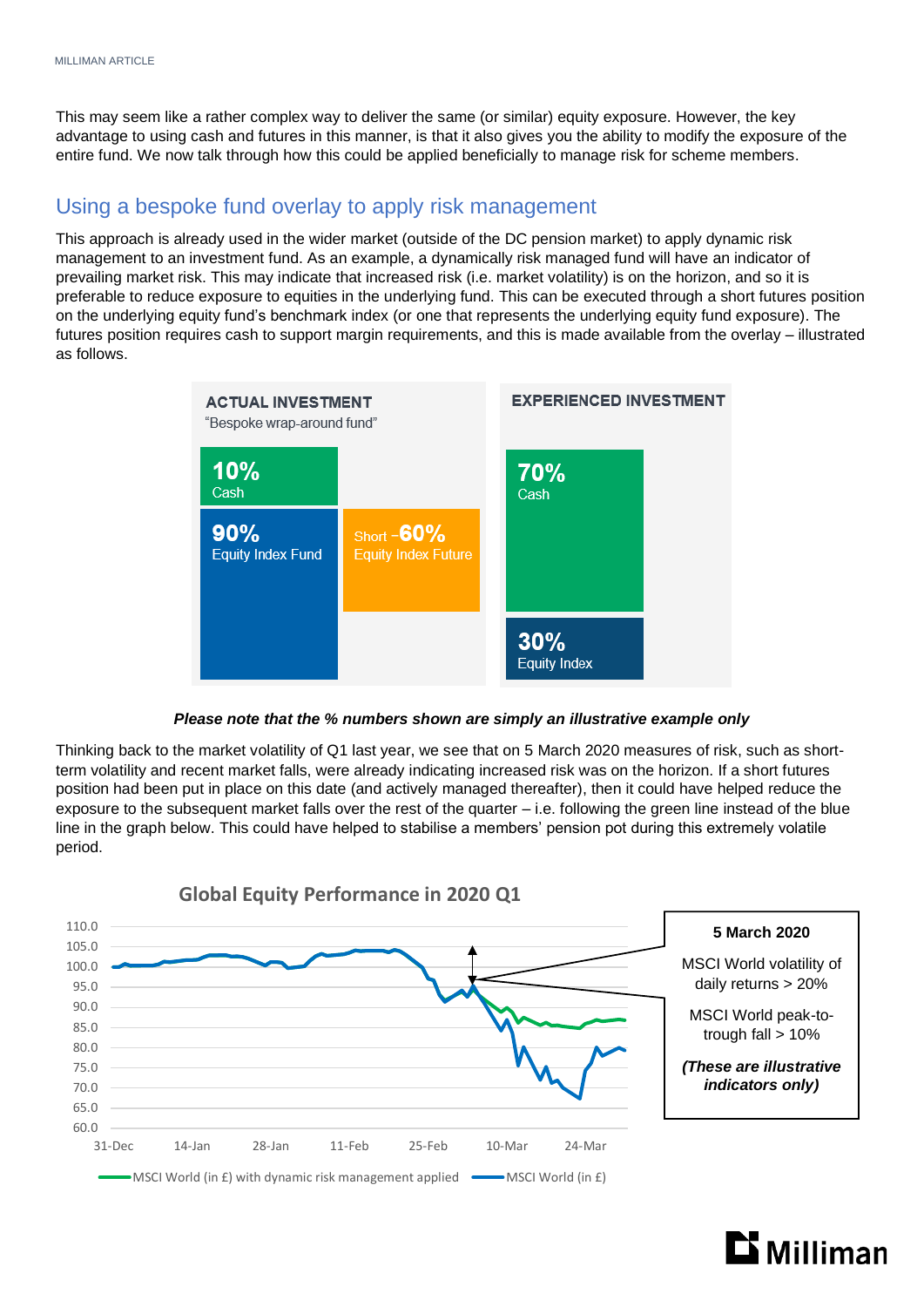This may seem like a rather complex way to deliver the same (or similar) equity exposure. However, the key advantage to using cash and futures in this manner, is that it also gives you the ability to modify the exposure of the entire fund. We now talk through how this could be applied beneficially to manage risk for scheme members.

## Using a bespoke fund overlay to apply risk management

This approach is already used in the wider market (outside of the DC pension market) to apply dynamic risk management to an investment fund. As an example, a dynamically risk managed fund will have an indicator of prevailing market risk. This may indicate that increased risk (i.e. market volatility) is on the horizon, and so it is preferable to reduce exposure to equities in the underlying fund. This can be executed through a short futures position on the underlying equity fund's benchmark index (or one that represents the underlying equity fund exposure). The futures position requires cash to support margin requirements, and this is made available from the overlay – illustrated as follows.

**ACTUAL INVESTMENT**
"Bespoke wrap-around fund"

- **10%** Cash
- **90%** Equity Index Fund
- Short **-60%** Equity Index Future

**EXPERIENCED INVESTMENT**

- **70%** Cash
- **30%** Equity Index

***Please note that the % numbers shown are simply an illustrative example only***

Thinking back to the market volatility of Q1 last year, we see that on 5 March 2020 measures of risk, such as short-term volatility and recent market falls, were already indicating increased risk was on the horizon. If a short futures position had been put in place on this date (and actively managed thereafter), then it could have helped reduce the exposure to the subsequent market falls over the rest of the quarter – i.e. following the green line instead of the blue line in the graph below. This could have helped to stabilise a members' pension pot during this extremely volatile period.

**Global Equity Performance in 2020 Q1**

Legend: MSCI World (in £) with dynamic risk management applied; MSCI World (in £)

**5 March 2020**

MSCI World volatility of daily returns > 20%

MSCI World peak-to-trough fall > 10%

***(These are illustrative indicators only)***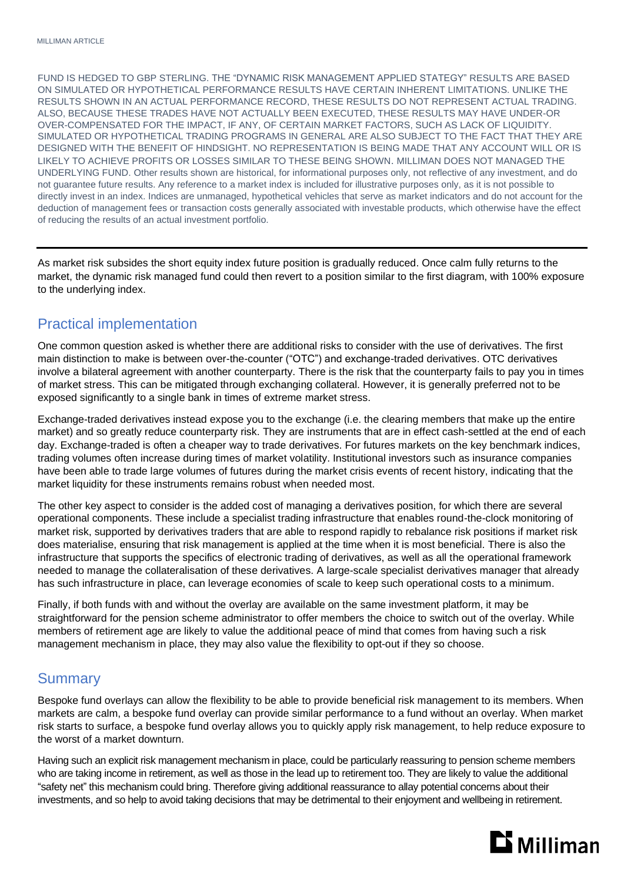FUND IS HEDGED TO GBP STERLING. THE "DYNAMIC RISK MANAGEMENT APPLIED STATEGY" RESULTS ARE BASED ON SIMULATED OR HYPOTHETICAL PERFORMANCE RESULTS HAVE CERTAIN INHERENT LIMITATIONS. UNLIKE THE RESULTS SHOWN IN AN ACTUAL PERFORMANCE RECORD, THESE RESULTS DO NOT REPRESENT ACTUAL TRADING. ALSO, BECAUSE THESE TRADES HAVE NOT ACTUALLY BEEN EXECUTED, THESE RESULTS MAY HAVE UNDER-OR OVER-COMPENSATED FOR THE IMPACT, IF ANY, OF CERTAIN MARKET FACTORS, SUCH AS LACK OF LIQUIDITY. SIMULATED OR HYPOTHETICAL TRADING PROGRAMS IN GENERAL ARE ALSO SUBJECT TO THE FACT THAT THEY ARE DESIGNED WITH THE BENEFIT OF HINDSIGHT. NO REPRESENTATION IS BEING MADE THAT ANY ACCOUNT WILL OR IS LIKELY TO ACHIEVE PROFITS OR LOSSES SIMILAR TO THESE BEING SHOWN. MILLIMAN DOES NOT MANAGED THE UNDERLYING FUND. Other results shown are historical, for informational purposes only, not reflective of any investment, and do not guarantee future results. Any reference to a market index is included for illustrative purposes only, as it is not possible to directly invest in an index. Indices are unmanaged, hypothetical vehicles that serve as market indicators and do not account for the deduction of management fees or transaction costs generally associated with investable products, which otherwise have the effect of reducing the results of an actual investment portfolio.

---

As market risk subsides the short equity index future position is gradually reduced. Once calm fully returns to the market, the dynamic risk managed fund could then revert to a position similar to the first diagram, with 100% exposure to the underlying index.

## Practical implementation

One common question asked is whether there are additional risks to consider with the use of derivatives. The first main distinction to make is between over-the-counter ("OTC") and exchange-traded derivatives. OTC derivatives involve a bilateral agreement with another counterparty. There is the risk that the counterparty fails to pay you in times of market stress. This can be mitigated through exchanging collateral. However, it is generally preferred not to be exposed significantly to a single bank in times of extreme market stress.

Exchange-traded derivatives instead expose you to the exchange (i.e. the clearing members that make up the entire market) and so greatly reduce counterparty risk. They are instruments that are in effect cash-settled at the end of each day. Exchange-traded is often a cheaper way to trade derivatives. For futures markets on the key benchmark indices, trading volumes often increase during times of market volatility. Institutional investors such as insurance companies have been able to trade large volumes of futures during the market crisis events of recent history, indicating that the market liquidity for these instruments remains robust when needed most.

The other key aspect to consider is the added cost of managing a derivatives position, for which there are several operational components. These include a specialist trading infrastructure that enables round-the-clock monitoring of market risk, supported by derivatives traders that are able to respond rapidly to rebalance risk positions if market risk does materialise, ensuring that risk management is applied at the time when it is most beneficial. There is also the infrastructure that supports the specifics of electronic trading of derivatives, as well as all the operational framework needed to manage the collateralisation of these derivatives. A large-scale specialist derivatives manager that already has such infrastructure in place, can leverage economies of scale to keep such operational costs to a minimum.

Finally, if both funds with and without the overlay are available on the same investment platform, it may be straightforward for the pension scheme administrator to offer members the choice to switch out of the overlay. While members of retirement age are likely to value the additional peace of mind that comes from having such a risk management mechanism in place, they may also value the flexibility to opt-out if they so choose.

## Summary

Bespoke fund overlays can allow the flexibility to be able to provide beneficial risk management to its members. When markets are calm, a bespoke fund overlay can provide similar performance to a fund without an overlay. When market risk starts to surface, a bespoke fund overlay allows you to quickly apply risk management, to help reduce exposure to the worst of a market downturn.

Having such an explicit risk management mechanism in place, could be particularly reassuring to pension scheme members who are taking income in retirement, as well as those in the lead up to retirement too. They are likely to value the additional "safety net" this mechanism could bring. Therefore giving additional reassurance to allay potential concerns about their investments, and so help to avoid taking decisions that may be detrimental to their enjoyment and wellbeing in retirement.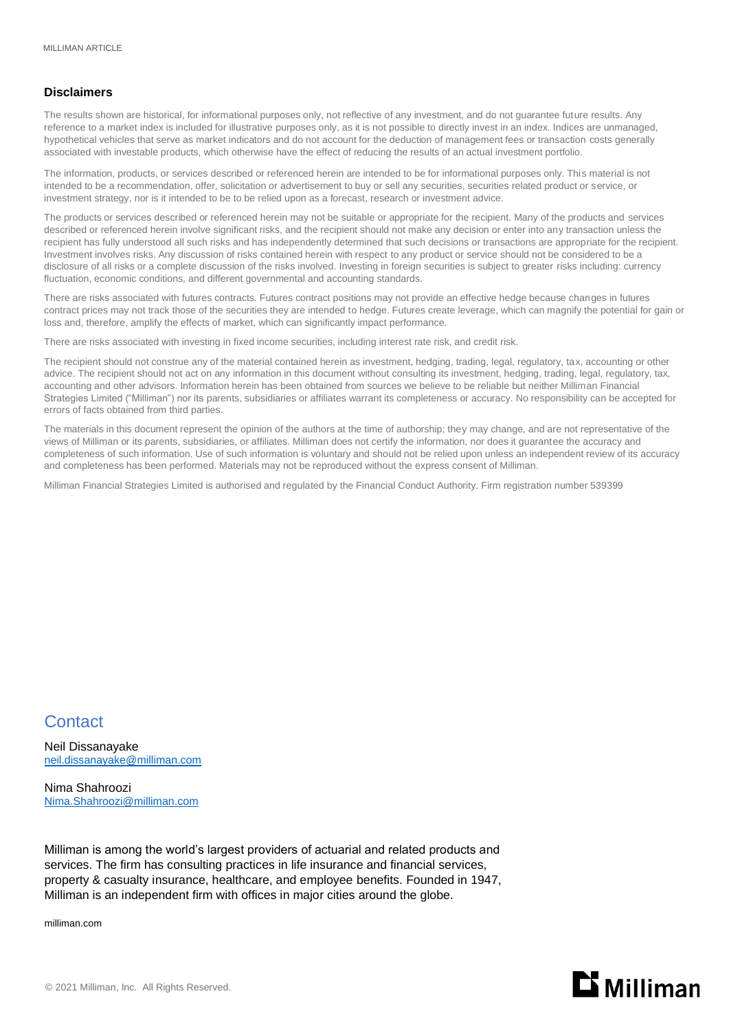## Disclaimers

The results shown are historical, for informational purposes only, not reflective of any investment, and do not guarantee future results. Any reference to a market index is included for illustrative purposes only, as it is not possible to directly invest in an index. Indices are unmanaged, hypothetical vehicles that serve as market indicators and do not account for the deduction of management fees or transaction costs generally associated with investable products, which otherwise have the effect of reducing the results of an actual investment portfolio.

The information, products, or services described or referenced herein are intended to be for informational purposes only. This material is not intended to be a recommendation, offer, solicitation or advertisement to buy or sell any securities, securities related product or service, or investment strategy, nor is it intended to be to be relied upon as a forecast, research or investment advice.

The products or services described or referenced herein may not be suitable or appropriate for the recipient. Many of the products and services described or referenced herein involve significant risks, and the recipient should not make any decision or enter into any transaction unless the recipient has fully understood all such risks and has independently determined that such decisions or transactions are appropriate for the recipient. Investment involves risks. Any discussion of risks contained herein with respect to any product or service should not be considered to be a disclosure of all risks or a complete discussion of the risks involved. Investing in foreign securities is subject to greater risks including: currency fluctuation, economic conditions, and different governmental and accounting standards.

There are risks associated with futures contracts. Futures contract positions may not provide an effective hedge because changes in futures contract prices may not track those of the securities they are intended to hedge. Futures create leverage, which can magnify the potential for gain or loss and, therefore, amplify the effects of market, which can significantly impact performance.

There are risks associated with investing in fixed income securities, including interest rate risk, and credit risk.

The recipient should not construe any of the material contained herein as investment, hedging, trading, legal, regulatory, tax, accounting or other advice. The recipient should not act on any information in this document without consulting its investment, hedging, trading, legal, regulatory, tax, accounting and other advisors. Information herein has been obtained from sources we believe to be reliable but neither Milliman Financial Strategies Limited ("Milliman") nor its parents, subsidiaries or affiliates warrant its completeness or accuracy. No responsibility can be accepted for errors of facts obtained from third parties.

The materials in this document represent the opinion of the authors at the time of authorship; they may change, and are not representative of the views of Milliman or its parents, subsidiaries, or affiliates. Milliman does not certify the information, nor does it guarantee the accuracy and completeness of such information. Use of such information is voluntary and should not be relied upon unless an independent review of its accuracy and completeness has been performed. Materials may not be reproduced without the express consent of Milliman.

Milliman Financial Strategies Limited is authorised and regulated by the Financial Conduct Authority. Firm registration number 539399

## Contact

Neil Dissanayake
neil.dissanayake@milliman.com

Nima Shahroozi
Nima.Shahroozi@milliman.com

Milliman is among the world's largest providers of actuarial and related products and services. The firm has consulting practices in life insurance and financial services, property & casualty insurance, healthcare, and employee benefits. Founded in 1947, Milliman is an independent firm with offices in major cities around the globe.

milliman.com

© 2021 Milliman, Inc. All Rights Reserved.